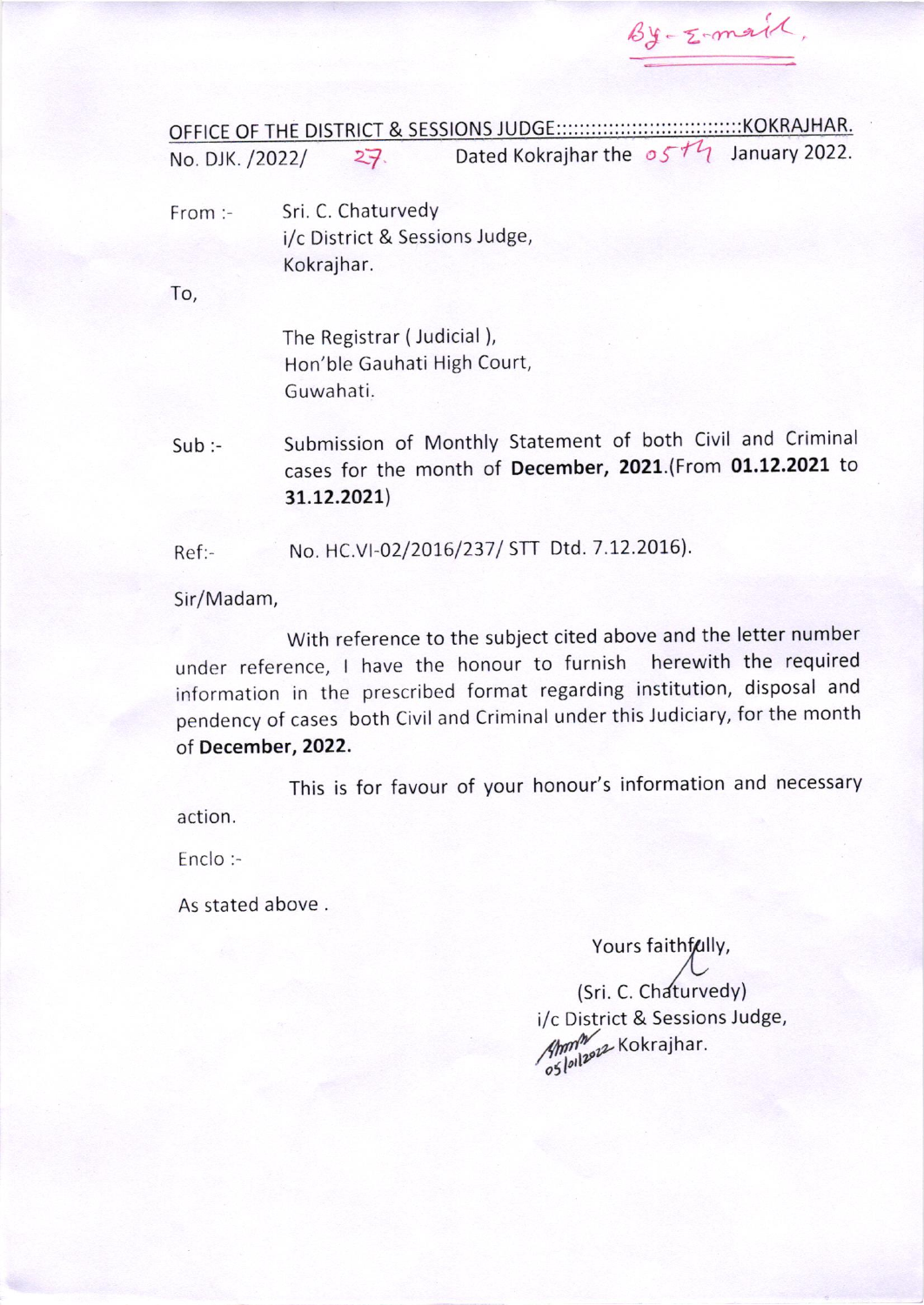By - E-mail,

OFFICE OF THE DISTRICT & SESSIONS JUDGE:::::::::::::::::::::::::::::::KOKRAJHAR.

No. DJK. /2022/ 27. Dated Kokrajhar the 05th January 2022.

From :- Sri. C. Chaturvedy
i/c District & Sessions Judge,
Kokrajhar.

To,

The Registrar ( Judicial ),
Hon'ble Gauhati High Court,
Guwahati.

Sub :- Submission of Monthly Statement of both Civil and Criminal cases for the month of **December, 2021**.(From **01.12.2021** to **31.12.2021**)

Ref:- No. HC.VI-02/2016/237/ STT Dtd. 7.12.2016).

Sir/Madam,

With reference to the subject cited above and the letter number under reference, I have the honour to furnish herewith the required information in the prescribed format regarding institution, disposal and pendency of cases both Civil and Criminal under this Judiciary, for the month of **December, 2022.**

This is for favour of your honour's information and necessary action.

Enclo :-

As stated above .

Yours faithfully,

(Sri. C. Chaturvedy)
i/c District & Sessions Judge,
05/01/2022 Kokrajhar.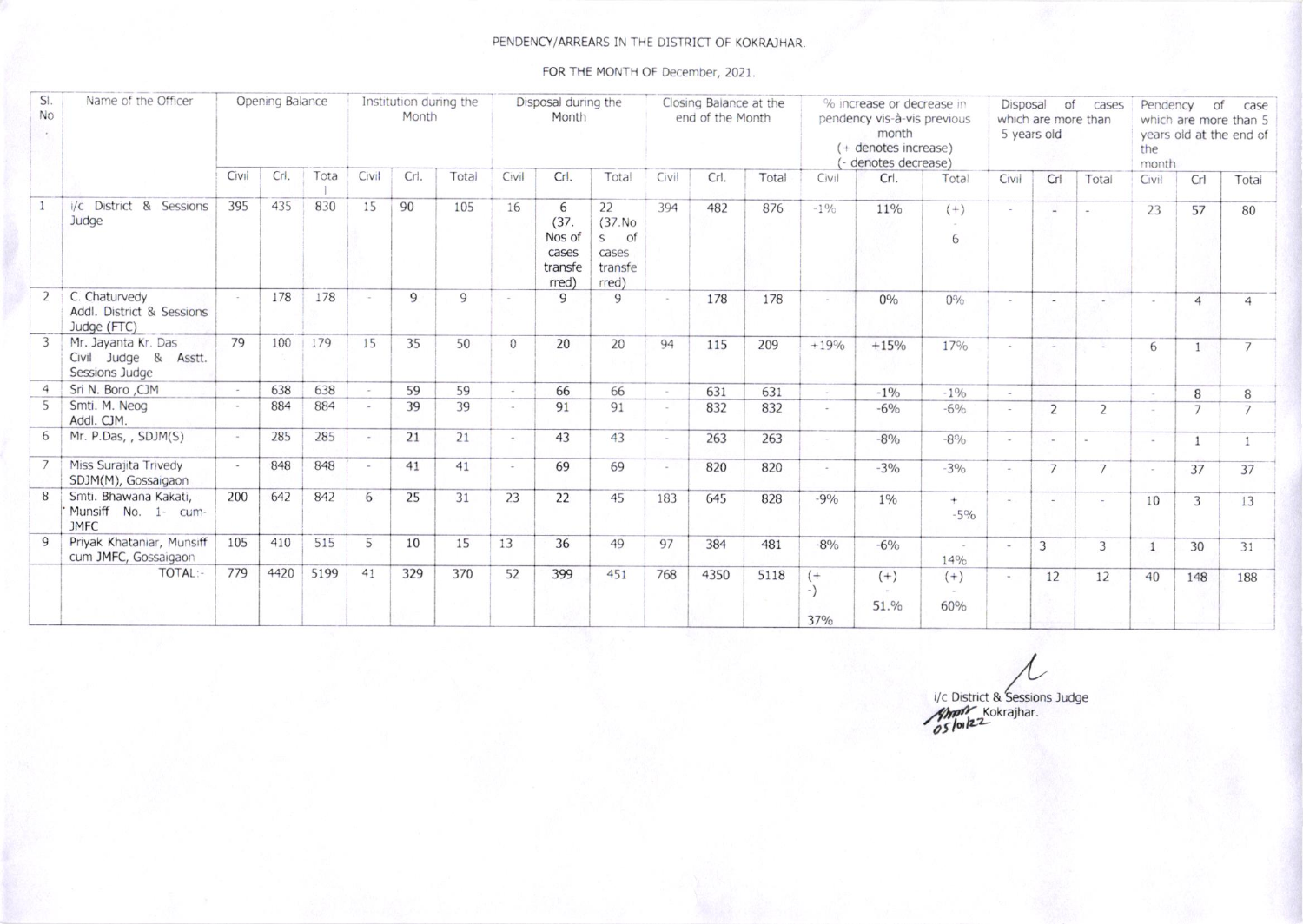PENDENCY/ARREARS IN THE DISTRICT OF KOKRAJHAR.

FOR THE MONTH OF December, 2021.

| Sl. No | Name of the Officer | Opening Balance | | | Institution during the Month | | | Disposal during the Month | | | Closing Balance at the end of the Month | | | % increase or decrease in pendency vis-à-vis previous month (+ denotes increase) (- denotes decrease) | | | Disposal of cases which are more than 5 years old | | | Pendency of case which are more than 5 years old at the end of the month | | |
|---|---|---|---|---|---|---|---|---|---|---|---|---|---|---|---|---|---|---|---|---|---|---|
| | | Civil | Crl. | Total | Civil | Crl. | Total | Civil | Crl. | Total | Civil | Crl. | Total | Civil | Crl. | Total | Civil | Crl | Total | Civil | Crl | Total |
| 1 | i/c District & Sessions Judge | 395 | 435 | 830 | 15 | 90 | 105 | 16 | 6 (37. Nos of cases transferred) | 22 (37.Nos of cases transferred) | 394 | 482 | 876 | -1% | 11% | (+) - 6 | - | - | - | 23 | 57 | 80 |
| 2 | C. Chaturvedy Addl. District & Sessions Judge (FTC) | - | 178 | 178 | - | 9 | 9 | - | 9 | 9 | - | 178 | 178 | - | 0% | 0% | - | - | - | - | 4 | 4 |
| 3 | Mr. Jayanta Kr. Das Civil Judge & Asstt. Sessions Judge | 79 | 100 | 179 | 15 | 35 | 50 | 0 | 20 | 20 | 94 | 115 | 209 | +19% | +15% | 17% | - | - | - | 6 | 1 | 7 |
| 4 | Sri N. Boro ,CJM | - | 638 | 638 | - | 59 | 59 | - | 66 | 66 | - | 631 | 631 | - | -1% | -1% | - | | | - | 8 | 8 |
| 5 | Smti. M. Neog Addl. CJM. | - | 884 | 884 | - | 39 | 39 | - | 91 | 91 | - | 832 | 832 | - | -6% | -6% | - | 2 | 2 | - | 7 | 7 |
| 6 | Mr. P.Das, , SDJM(S) | - | 285 | 285 | - | 21 | 21 | - | 43 | 43 | - | 263 | 263 | - | -8% | -8% | - | - | - | - | 1 | 1 |
| 7 | Miss Surajita Trivedy SDJM(M), Gossaigaon | - | 848 | 848 | - | 41 | 41 | - | 69 | 69 | - | 820 | 820 | - | -3% | -3% | - | 7 | 7 | - | 37 | 37 |
| 8 | Smti. Bhawana Kakati, Munsiff No. 1- cum-JMFC | 200 | 642 | 842 | 6 | 25 | 31 | 23 | 22 | 45 | 183 | 645 | 828 | -9% | 1% | + -5% | - | - | - | 10 | 3 | 13 |
| 9 | Priyak Khataniar, Munsiff cum JMFC, Gossaigaon | 105 | 410 | 515 | 5 | 10 | 15 | 13 | 36 | 49 | 97 | 384 | 481 | -8% | -6% | - 14% | - | 3 | 3 | 1 | 30 | 31 |
| | TOTAL:- | 779 | 4420 | 5199 | 41 | 329 | 370 | 52 | 399 | 451 | 768 | 4350 | 5118 | (+ -) 37% | (+) - 51.% | (+) - 60% | - | 12 | 12 | 40 | 148 | 188 |

i/c District & Sessions Judge
Kokrajhar.
05/01/22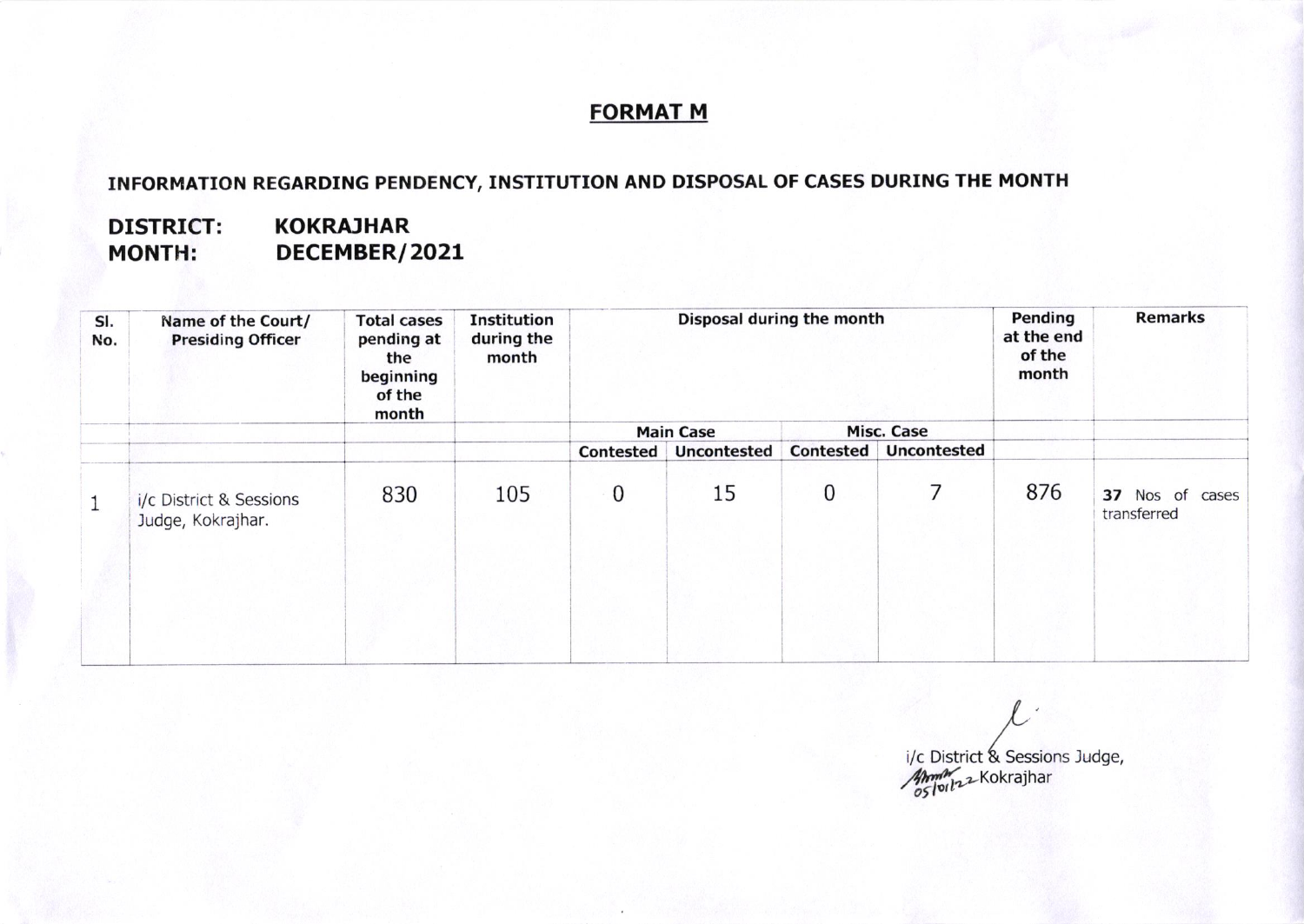## FORMAT M

**INFORMATION REGARDING PENDENCY, INSTITUTION AND DISPOSAL OF CASES DURING THE MONTH**

**DISTRICT: KOKRAJHAR**
**MONTH: DECEMBER/2021**

| Sl. No. | Name of the Court/ Presiding Officer | Total cases pending at the beginning of the month | Institution during the month | Disposal during the month | | | | Pending at the end of the month | Remarks |
|---|---|---|---|---|---|---|---|---|---|
| | | | | Main Case | | Misc. Case | | | |
| | | | | Contested | Uncontested | Contested | Uncontested | | |
| 1 | i/c District & Sessions Judge, Kokrajhar. | 830 | 105 | 0 | 15 | 0 | 7 | 876 | **37** Nos of cases transferred |

i/c District & Sessions Judge,
05/01/22 Kokrajhar